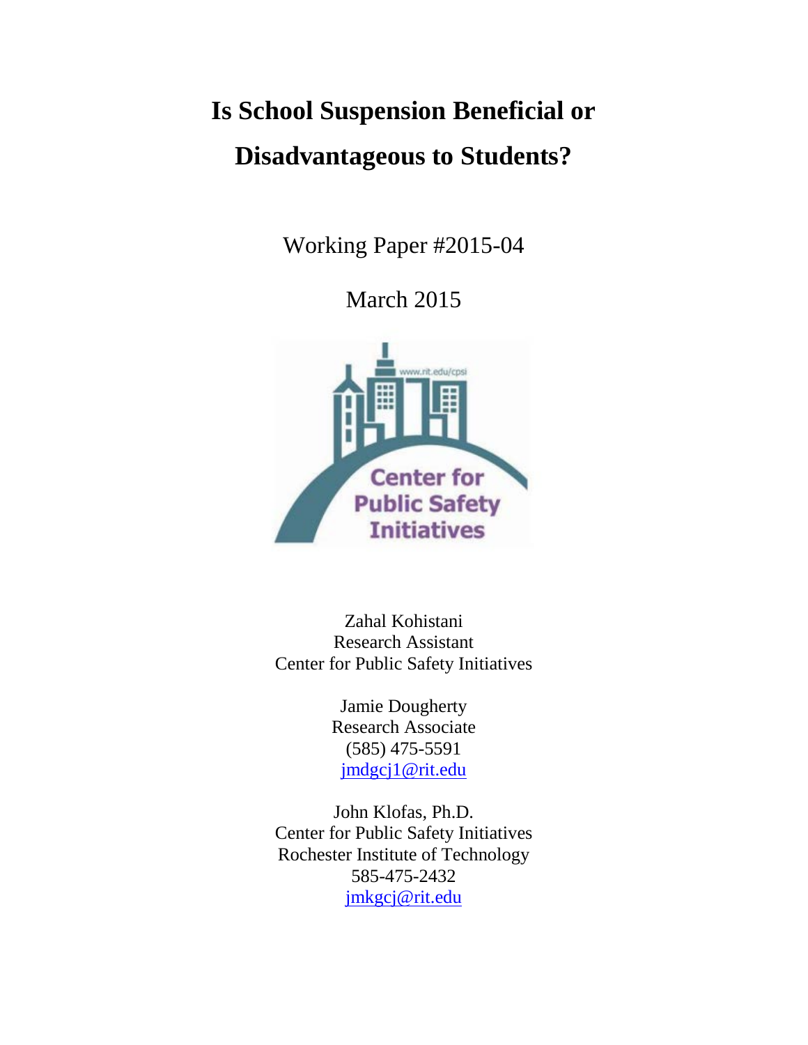# Is School Suspension Beneficial or Disadvantageous to Students?

Working Paper #2015-04

March 2015

Zahal Kohistani
Research Assistant
Center for Public Safety Initiatives

Jamie Dougherty
Research Associate
(585) 475-5591
jmdgcj1@rit.edu

John Klofas, Ph.D.
Center for Public Safety Initiatives
Rochester Institute of Technology
585-475-2432
jmkgcj@rit.edu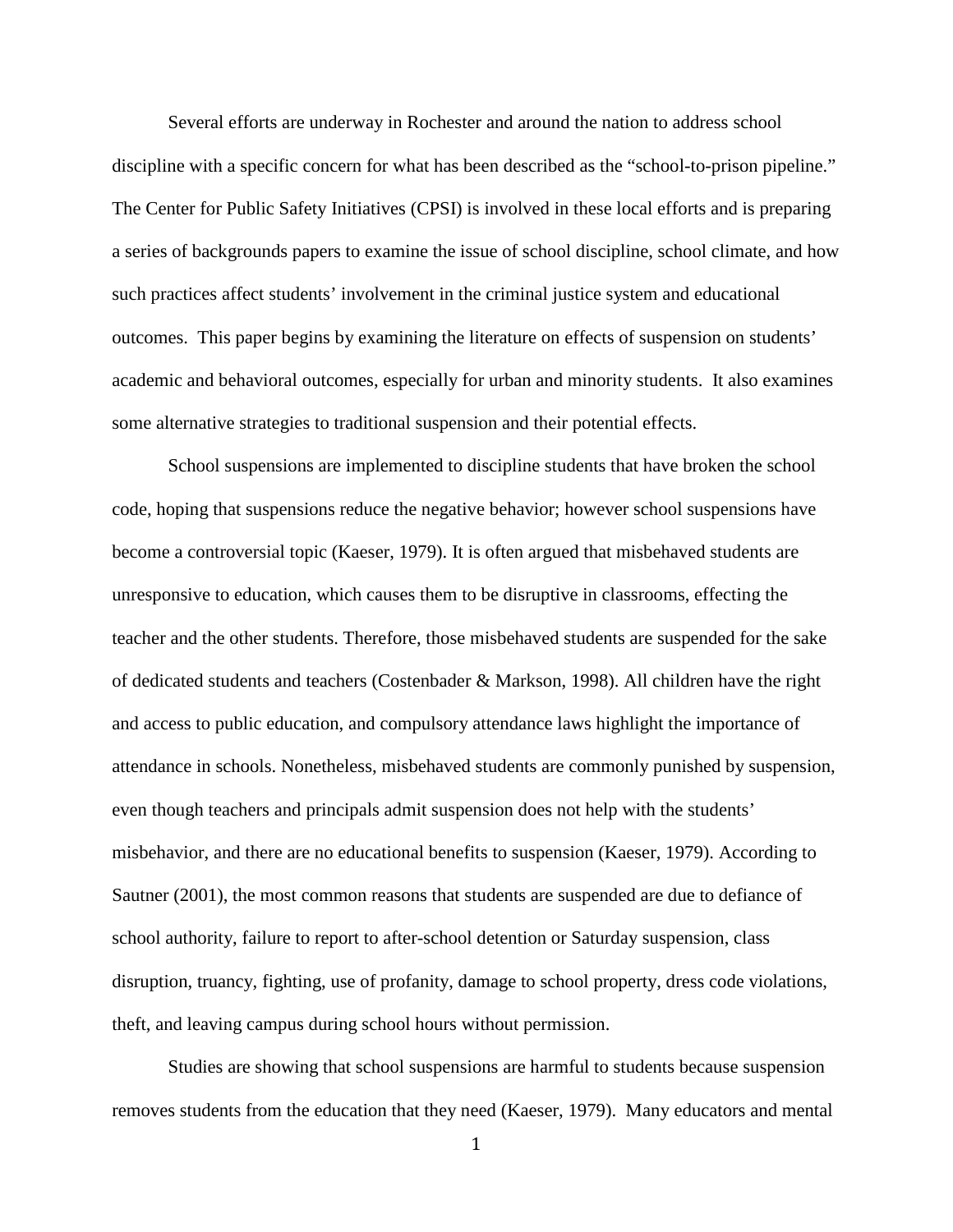Several efforts are underway in Rochester and around the nation to address school discipline with a specific concern for what has been described as the "school-to-prison pipeline." The Center for Public Safety Initiatives (CPSI) is involved in these local efforts and is preparing a series of backgrounds papers to examine the issue of school discipline, school climate, and how such practices affect students' involvement in the criminal justice system and educational outcomes. This paper begins by examining the literature on effects of suspension on students' academic and behavioral outcomes, especially for urban and minority students. It also examines some alternative strategies to traditional suspension and their potential effects.

School suspensions are implemented to discipline students that have broken the school code, hoping that suspensions reduce the negative behavior; however school suspensions have become a controversial topic (Kaeser, 1979). It is often argued that misbehaved students are unresponsive to education, which causes them to be disruptive in classrooms, effecting the teacher and the other students. Therefore, those misbehaved students are suspended for the sake of dedicated students and teachers (Costenbader & Markson, 1998). All children have the right and access to public education, and compulsory attendance laws highlight the importance of attendance in schools. Nonetheless, misbehaved students are commonly punished by suspension, even though teachers and principals admit suspension does not help with the students' misbehavior, and there are no educational benefits to suspension (Kaeser, 1979). According to Sautner (2001), the most common reasons that students are suspended are due to defiance of school authority, failure to report to after-school detention or Saturday suspension, class disruption, truancy, fighting, use of profanity, damage to school property, dress code violations, theft, and leaving campus during school hours without permission.

Studies are showing that school suspensions are harmful to students because suspension removes students from the education that they need (Kaeser, 1979). Many educators and mental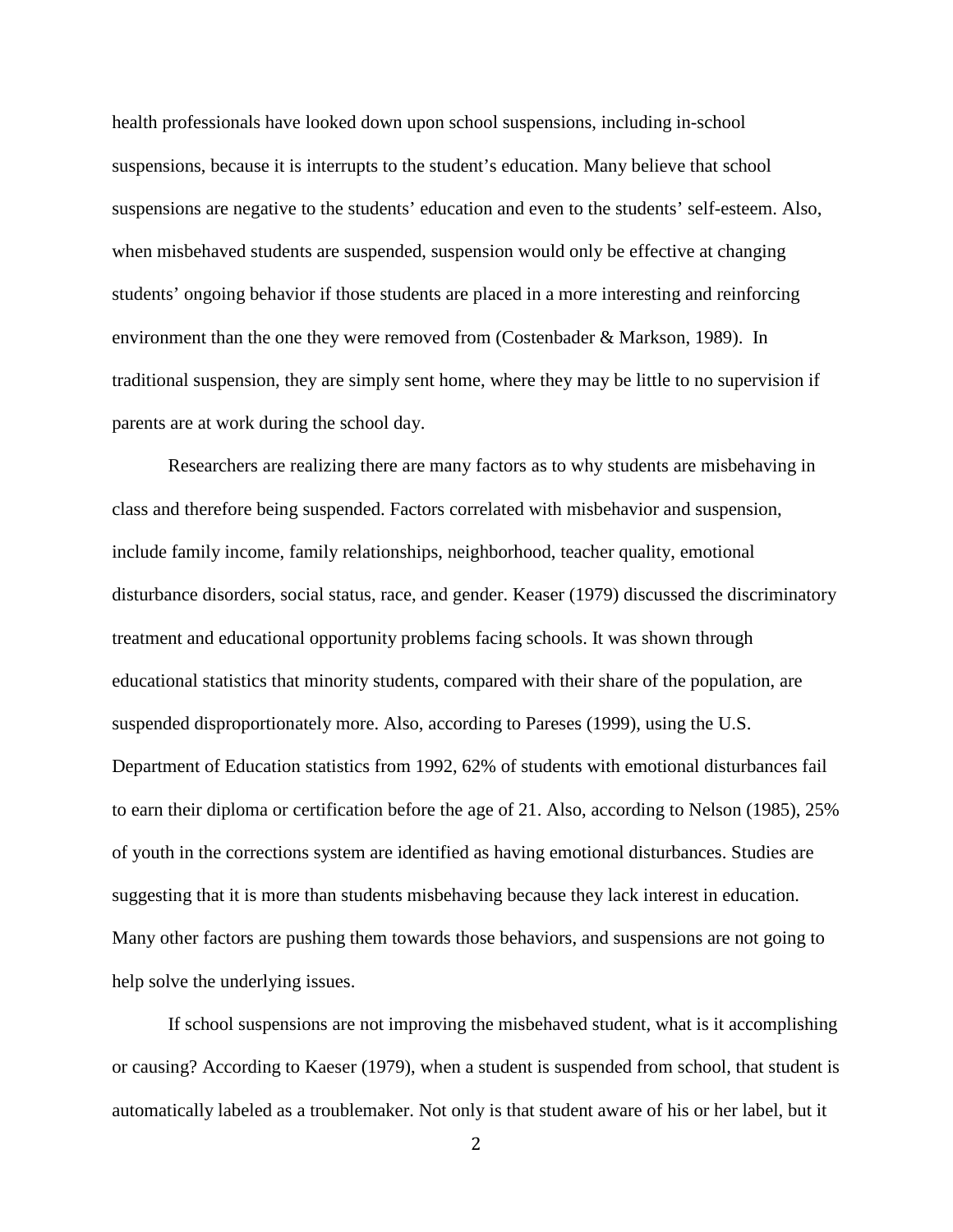health professionals have looked down upon school suspensions, including in-school suspensions, because it is interrupts to the student's education. Many believe that school suspensions are negative to the students' education and even to the students' self-esteem. Also, when misbehaved students are suspended, suspension would only be effective at changing students' ongoing behavior if those students are placed in a more interesting and reinforcing environment than the one they were removed from (Costenbader & Markson, 1989). In traditional suspension, they are simply sent home, where they may be little to no supervision if parents are at work during the school day.

Researchers are realizing there are many factors as to why students are misbehaving in class and therefore being suspended. Factors correlated with misbehavior and suspension, include family income, family relationships, neighborhood, teacher quality, emotional disturbance disorders, social status, race, and gender. Keaser (1979) discussed the discriminatory treatment and educational opportunity problems facing schools. It was shown through educational statistics that minority students, compared with their share of the population, are suspended disproportionately more. Also, according to Pareses (1999), using the U.S. Department of Education statistics from 1992, 62% of students with emotional disturbances fail to earn their diploma or certification before the age of 21. Also, according to Nelson (1985), 25% of youth in the corrections system are identified as having emotional disturbances. Studies are suggesting that it is more than students misbehaving because they lack interest in education. Many other factors are pushing them towards those behaviors, and suspensions are not going to help solve the underlying issues.

If school suspensions are not improving the misbehaved student, what is it accomplishing or causing? According to Kaeser (1979), when a student is suspended from school, that student is automatically labeled as a troublemaker. Not only is that student aware of his or her label, but it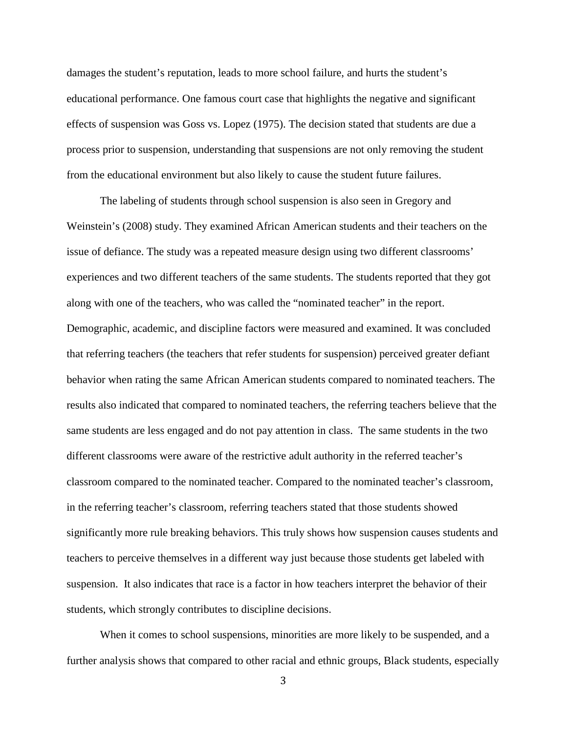damages the student's reputation, leads to more school failure, and hurts the student's educational performance. One famous court case that highlights the negative and significant effects of suspension was Goss vs. Lopez (1975). The decision stated that students are due a process prior to suspension, understanding that suspensions are not only removing the student from the educational environment but also likely to cause the student future failures.

The labeling of students through school suspension is also seen in Gregory and Weinstein's (2008) study. They examined African American students and their teachers on the issue of defiance. The study was a repeated measure design using two different classrooms' experiences and two different teachers of the same students. The students reported that they got along with one of the teachers, who was called the "nominated teacher" in the report. Demographic, academic, and discipline factors were measured and examined. It was concluded that referring teachers (the teachers that refer students for suspension) perceived greater defiant behavior when rating the same African American students compared to nominated teachers. The results also indicated that compared to nominated teachers, the referring teachers believe that the same students are less engaged and do not pay attention in class. The same students in the two different classrooms were aware of the restrictive adult authority in the referred teacher's classroom compared to the nominated teacher. Compared to the nominated teacher's classroom, in the referring teacher's classroom, referring teachers stated that those students showed significantly more rule breaking behaviors. This truly shows how suspension causes students and teachers to perceive themselves in a different way just because those students get labeled with suspension. It also indicates that race is a factor in how teachers interpret the behavior of their students, which strongly contributes to discipline decisions.

When it comes to school suspensions, minorities are more likely to be suspended, and a further analysis shows that compared to other racial and ethnic groups, Black students, especially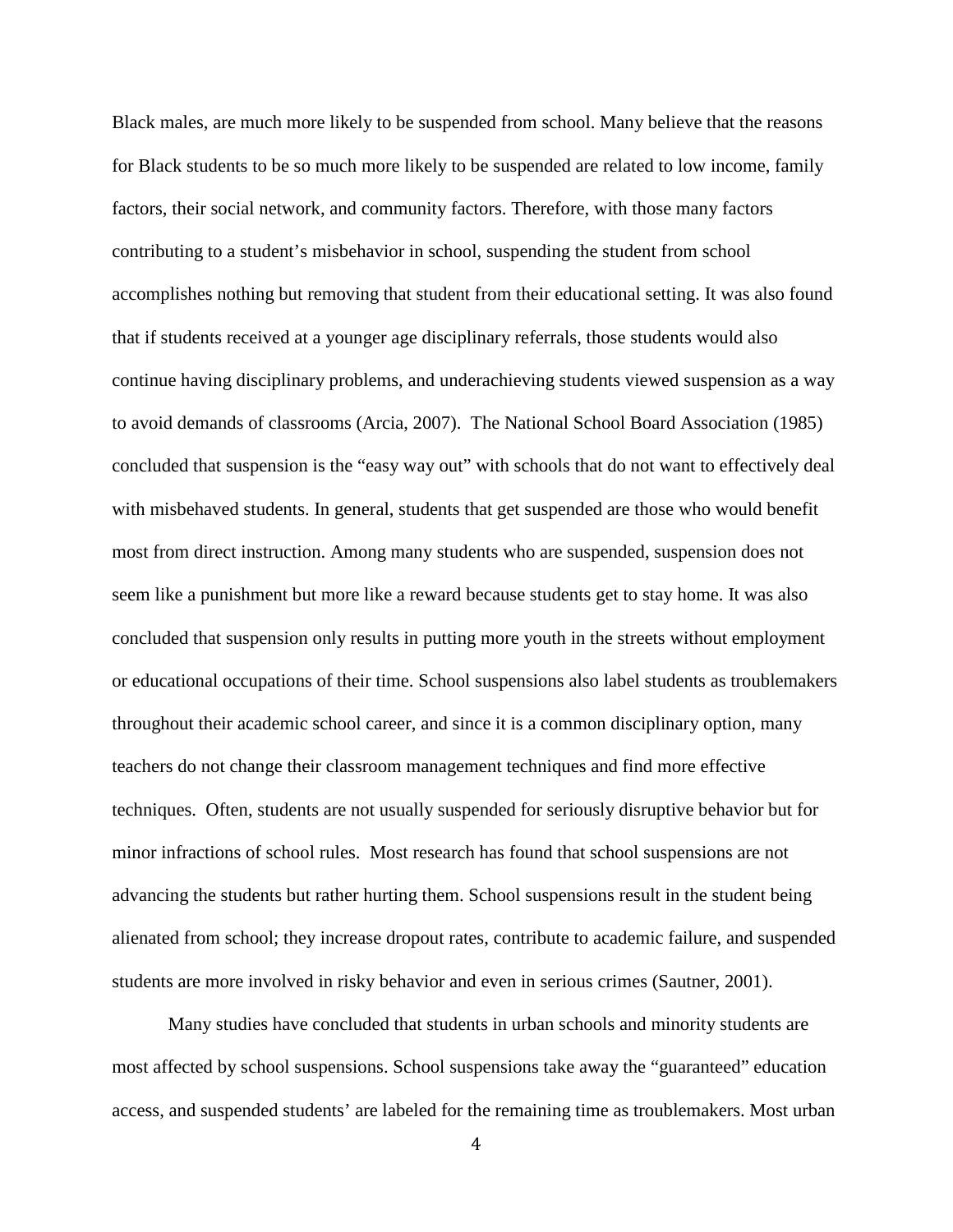Black males, are much more likely to be suspended from school. Many believe that the reasons for Black students to be so much more likely to be suspended are related to low income, family factors, their social network, and community factors. Therefore, with those many factors contributing to a student's misbehavior in school, suspending the student from school accomplishes nothing but removing that student from their educational setting. It was also found that if students received at a younger age disciplinary referrals, those students would also continue having disciplinary problems, and underachieving students viewed suspension as a way to avoid demands of classrooms (Arcia, 2007). The National School Board Association (1985) concluded that suspension is the "easy way out" with schools that do not want to effectively deal with misbehaved students. In general, students that get suspended are those who would benefit most from direct instruction. Among many students who are suspended, suspension does not seem like a punishment but more like a reward because students get to stay home. It was also concluded that suspension only results in putting more youth in the streets without employment or educational occupations of their time. School suspensions also label students as troublemakers throughout their academic school career, and since it is a common disciplinary option, many teachers do not change their classroom management techniques and find more effective techniques. Often, students are not usually suspended for seriously disruptive behavior but for minor infractions of school rules. Most research has found that school suspensions are not advancing the students but rather hurting them. School suspensions result in the student being alienated from school; they increase dropout rates, contribute to academic failure, and suspended students are more involved in risky behavior and even in serious crimes (Sautner, 2001).

Many studies have concluded that students in urban schools and minority students are most affected by school suspensions. School suspensions take away the "guaranteed" education access, and suspended students' are labeled for the remaining time as troublemakers. Most urban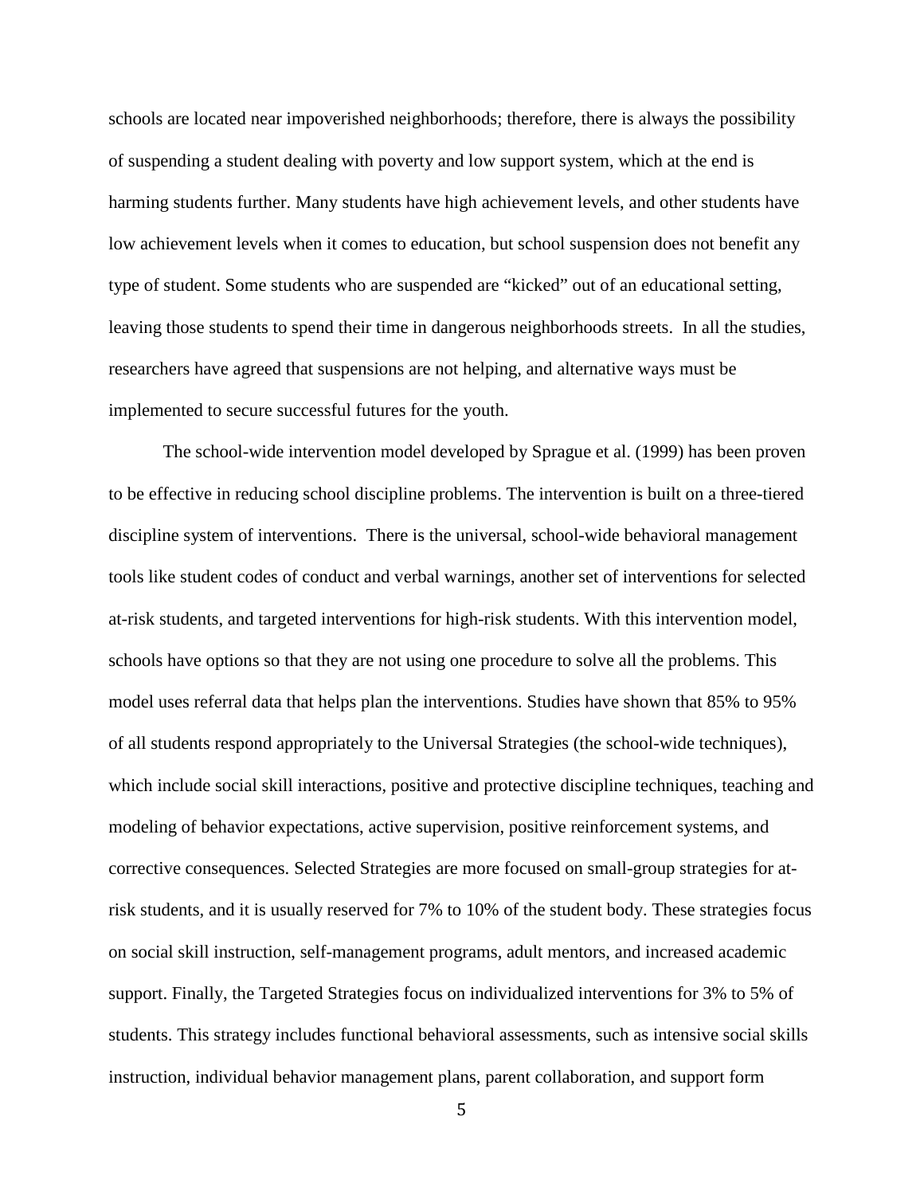schools are located near impoverished neighborhoods; therefore, there is always the possibility of suspending a student dealing with poverty and low support system, which at the end is harming students further. Many students have high achievement levels, and other students have low achievement levels when it comes to education, but school suspension does not benefit any type of student. Some students who are suspended are "kicked" out of an educational setting, leaving those students to spend their time in dangerous neighborhoods streets. In all the studies, researchers have agreed that suspensions are not helping, and alternative ways must be implemented to secure successful futures for the youth.

The school-wide intervention model developed by Sprague et al. (1999) has been proven to be effective in reducing school discipline problems. The intervention is built on a three-tiered discipline system of interventions. There is the universal, school-wide behavioral management tools like student codes of conduct and verbal warnings, another set of interventions for selected at-risk students, and targeted interventions for high-risk students. With this intervention model, schools have options so that they are not using one procedure to solve all the problems. This model uses referral data that helps plan the interventions. Studies have shown that 85% to 95% of all students respond appropriately to the Universal Strategies (the school-wide techniques), which include social skill interactions, positive and protective discipline techniques, teaching and modeling of behavior expectations, active supervision, positive reinforcement systems, and corrective consequences. Selected Strategies are more focused on small-group strategies for at-risk students, and it is usually reserved for 7% to 10% of the student body. These strategies focus on social skill instruction, self-management programs, adult mentors, and increased academic support. Finally, the Targeted Strategies focus on individualized interventions for 3% to 5% of students. This strategy includes functional behavioral assessments, such as intensive social skills instruction, individual behavior management plans, parent collaboration, and support form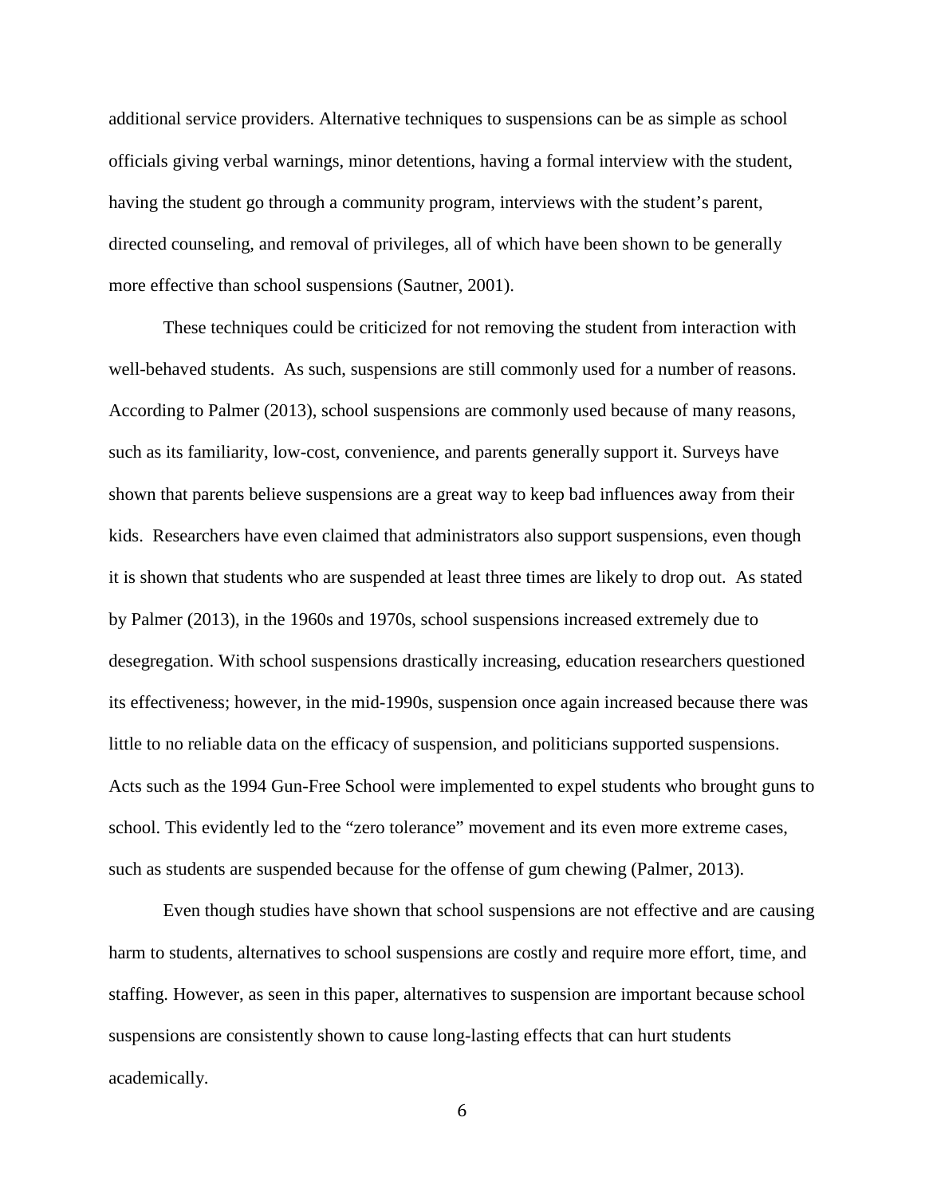additional service providers. Alternative techniques to suspensions can be as simple as school officials giving verbal warnings, minor detentions, having a formal interview with the student, having the student go through a community program, interviews with the student's parent, directed counseling, and removal of privileges, all of which have been shown to be generally more effective than school suspensions (Sautner, 2001).

These techniques could be criticized for not removing the student from interaction with well-behaved students. As such, suspensions are still commonly used for a number of reasons. According to Palmer (2013), school suspensions are commonly used because of many reasons, such as its familiarity, low-cost, convenience, and parents generally support it. Surveys have shown that parents believe suspensions are a great way to keep bad influences away from their kids. Researchers have even claimed that administrators also support suspensions, even though it is shown that students who are suspended at least three times are likely to drop out. As stated by Palmer (2013), in the 1960s and 1970s, school suspensions increased extremely due to desegregation. With school suspensions drastically increasing, education researchers questioned its effectiveness; however, in the mid-1990s, suspension once again increased because there was little to no reliable data on the efficacy of suspension, and politicians supported suspensions. Acts such as the 1994 Gun-Free School were implemented to expel students who brought guns to school. This evidently led to the "zero tolerance" movement and its even more extreme cases, such as students are suspended because for the offense of gum chewing (Palmer, 2013).

Even though studies have shown that school suspensions are not effective and are causing harm to students, alternatives to school suspensions are costly and require more effort, time, and staffing. However, as seen in this paper, alternatives to suspension are important because school suspensions are consistently shown to cause long-lasting effects that can hurt students academically.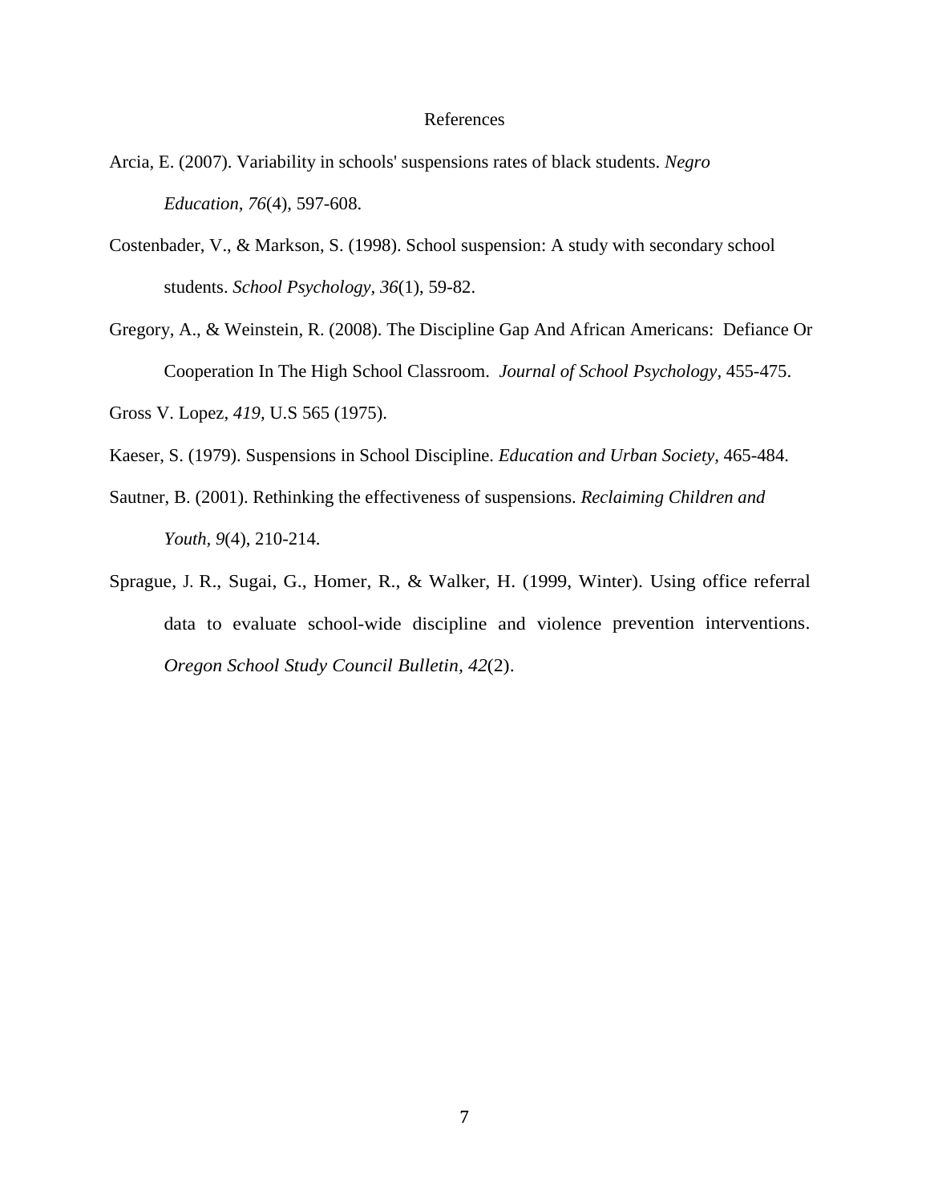# References

Arcia, E. (2007). Variability in schools' suspensions rates of black students. *Negro Education*, *76*(4), 597-608.

Costenbader, V., & Markson, S. (1998). School suspension: A study with secondary school students. *School Psychology, 36*(1), 59-82.

Gregory, A., & Weinstein, R. (2008). The Discipline Gap And African Americans: Defiance Or Cooperation In The High School Classroom. *Journal of School Psychology*, 455-475.

Gross V. Lopez, *419*, U.S 565 (1975).

Kaeser, S. (1979). Suspensions in School Discipline. *Education and Urban Society*, 465-484.

Sautner, B. (2001). Rethinking the effectiveness of suspensions. *Reclaiming Children and Youth*, *9*(4), 210-214.

Sprague, J. R., Sugai, G., Homer, R., & Walker, H. (1999, Winter). Using office referral data to evaluate school-wide discipline and violence prevention interventions. *Oregon School Study Council Bulletin, 42*(2).